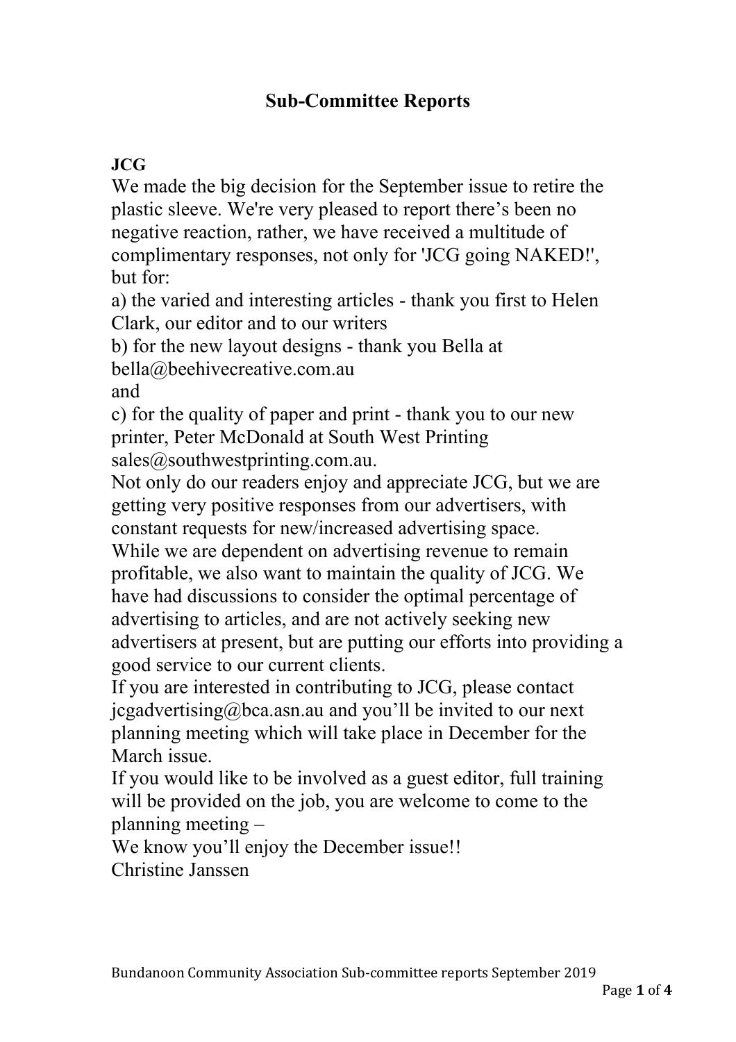# Sub-Committee Reports

**JCG**

We made the big decision for the September issue to retire the plastic sleeve. We're very pleased to report there's been no negative reaction, rather, we have received a multitude of complimentary responses, not only for 'JCG going NAKED!', but for:

a) the varied and interesting articles - thank you first to Helen Clark, our editor and to our writers

b) for the new layout designs - thank you Bella at bella@beehivecreative.com.au

and

c) for the quality of paper and print - thank you to our new printer, Peter McDonald at South West Printing sales@southwestprinting.com.au.

Not only do our readers enjoy and appreciate JCG, but we are getting very positive responses from our advertisers, with constant requests for new/increased advertising space.

While we are dependent on advertising revenue to remain profitable, we also want to maintain the quality of JCG. We have had discussions to consider the optimal percentage of advertising to articles, and are not actively seeking new advertisers at present, but are putting our efforts into providing a good service to our current clients.

If you are interested in contributing to JCG, please contact jcgadvertising@bca.asn.au and you'll be invited to our next planning meeting which will take place in December for the March issue.

If you would like to be involved as a guest editor, full training will be provided on the job, you are welcome to come to the planning meeting –

We know you'll enjoy the December issue!!

Christine Janssen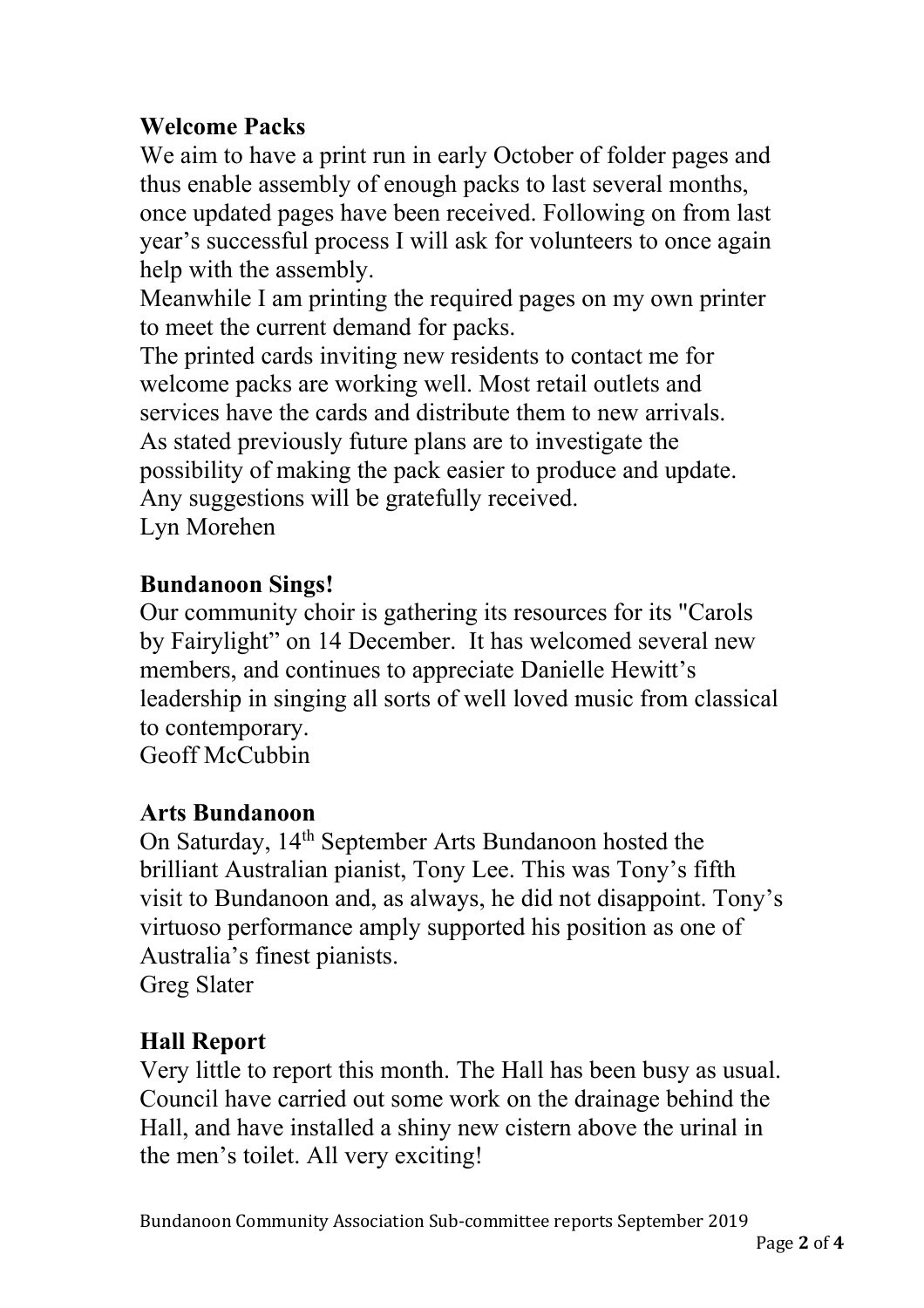## Welcome Packs

We aim to have a print run in early October of folder pages and thus enable assembly of enough packs to last several months, once updated pages have been received. Following on from last year's successful process I will ask for volunteers to once again help with the assembly.

Meanwhile I am printing the required pages on my own printer to meet the current demand for packs.

The printed cards inviting new residents to contact me for welcome packs are working well. Most retail outlets and services have the cards and distribute them to new arrivals.

As stated previously future plans are to investigate the possibility of making the pack easier to produce and update. Any suggestions will be gratefully received.

Lyn Morehen

## Bundanoon Sings!

Our community choir is gathering its resources for its "Carols by Fairylight" on 14 December. It has welcomed several new members, and continues to appreciate Danielle Hewitt's leadership in singing all sorts of well loved music from classical to contemporary.

Geoff McCubbin

## Arts Bundanoon

On Saturday, 14th September Arts Bundanoon hosted the brilliant Australian pianist, Tony Lee. This was Tony's fifth visit to Bundanoon and, as always, he did not disappoint. Tony's virtuoso performance amply supported his position as one of Australia's finest pianists.

Greg Slater

## Hall Report

Very little to report this month. The Hall has been busy as usual. Council have carried out some work on the drainage behind the Hall, and have installed a shiny new cistern above the urinal in the men's toilet. All very exciting!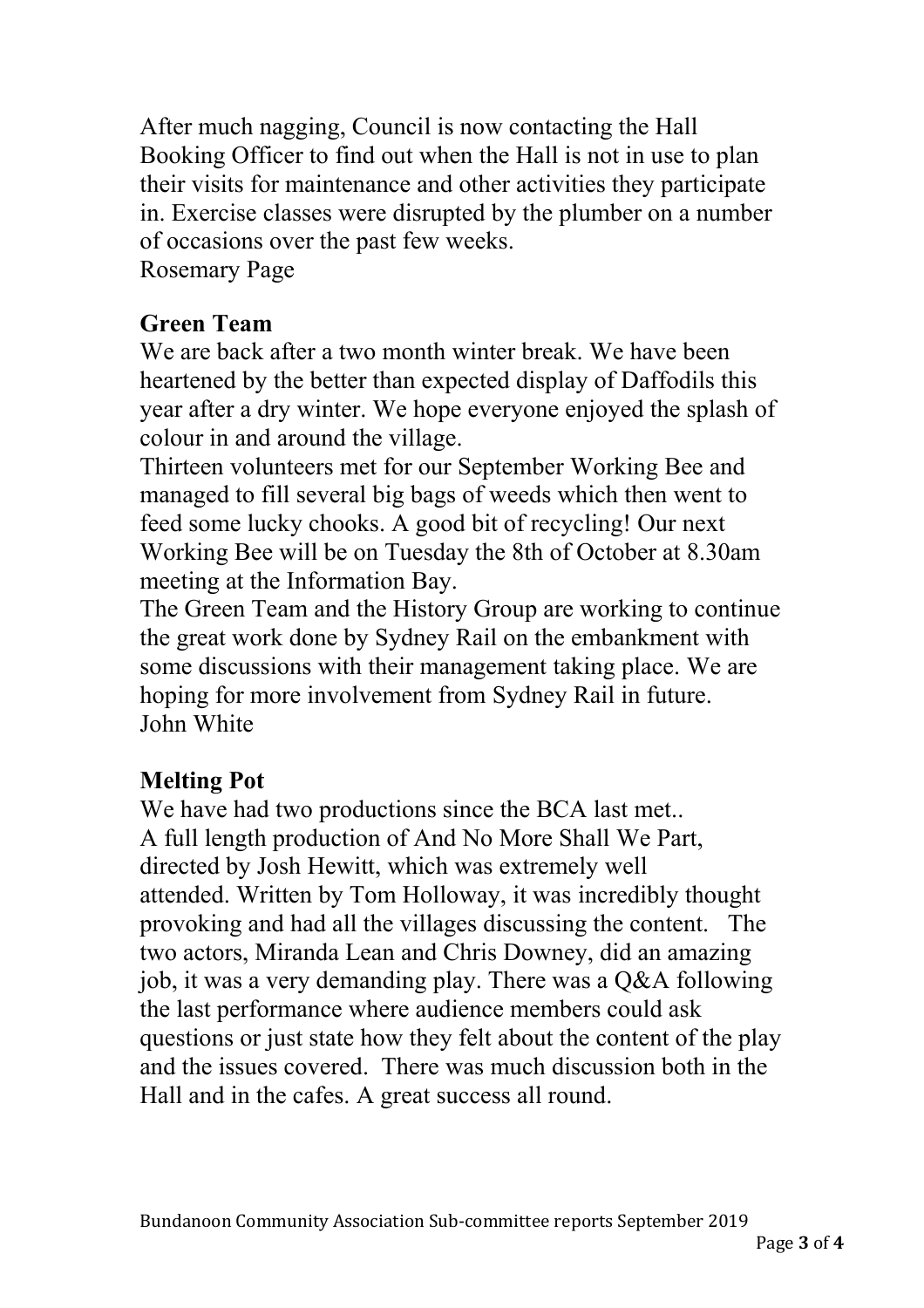After much nagging, Council is now contacting the Hall Booking Officer to find out when the Hall is not in use to plan their visits for maintenance and other activities they participate in. Exercise classes were disrupted by the plumber on a number of occasions over the past few weeks.
Rosemary Page

**Green Team**

We are back after a two month winter break. We have been heartened by the better than expected display of Daffodils this year after a dry winter. We hope everyone enjoyed the splash of colour in and around the village.
Thirteen volunteers met for our September Working Bee and managed to fill several big bags of weeds which then went to feed some lucky chooks. A good bit of recycling! Our next Working Bee will be on Tuesday the 8th of October at 8.30am meeting at the Information Bay.
The Green Team and the History Group are working to continue the great work done by Sydney Rail on the embankment with some discussions with their management taking place. We are hoping for more involvement from Sydney Rail in future.
John White

**Melting Pot**

We have had two productions since the BCA last met..
A full length production of And No More Shall We Part, directed by Josh Hewitt, which was extremely well attended. Written by Tom Holloway, it was incredibly thought provoking and had all the villages discussing the content. The two actors, Miranda Lean and Chris Downey, did an amazing job, it was a very demanding play. There was a Q&A following the last performance where audience members could ask questions or just state how they felt about the content of the play and the issues covered. There was much discussion both in the Hall and in the cafes. A great success all round.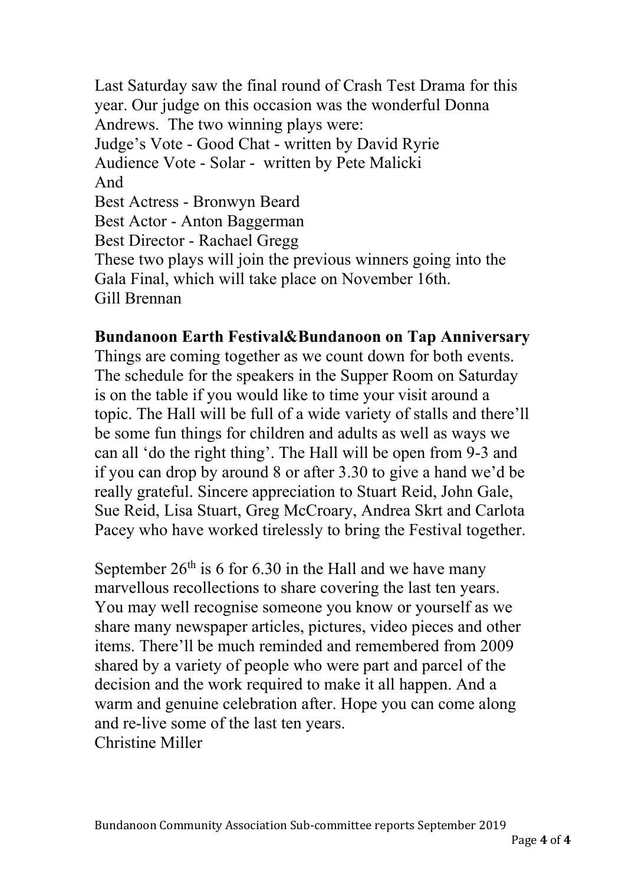Last Saturday saw the final round of Crash Test Drama for this year. Our judge on this occasion was the wonderful Donna Andrews. The two winning plays were:
Judge's Vote - Good Chat - written by David Ryrie
Audience Vote - Solar - written by Pete Malicki
And
Best Actress - Bronwyn Beard
Best Actor - Anton Baggerman
Best Director - Rachael Gregg
These two plays will join the previous winners going into the Gala Final, which will take place on November 16th.
Gill Brennan

**Bundanoon Earth Festival&Bundanoon on Tap Anniversary**
Things are coming together as we count down for both events. The schedule for the speakers in the Supper Room on Saturday is on the table if you would like to time your visit around a topic. The Hall will be full of a wide variety of stalls and there'll be some fun things for children and adults as well as ways we can all 'do the right thing'. The Hall will be open from 9-3 and if you can drop by around 8 or after 3.30 to give a hand we'd be really grateful. Sincere appreciation to Stuart Reid, John Gale, Sue Reid, Lisa Stuart, Greg McCroary, Andrea Skrt and Carlota Pacey who have worked tirelessly to bring the Festival together.

September 26th is 6 for 6.30 in the Hall and we have many marvellous recollections to share covering the last ten years. You may well recognise someone you know or yourself as we share many newspaper articles, pictures, video pieces and other items. There'll be much reminded and remembered from 2009 shared by a variety of people who were part and parcel of the decision and the work required to make it all happen. And a warm and genuine celebration after. Hope you can come along and re-live some of the last ten years.
Christine Miller